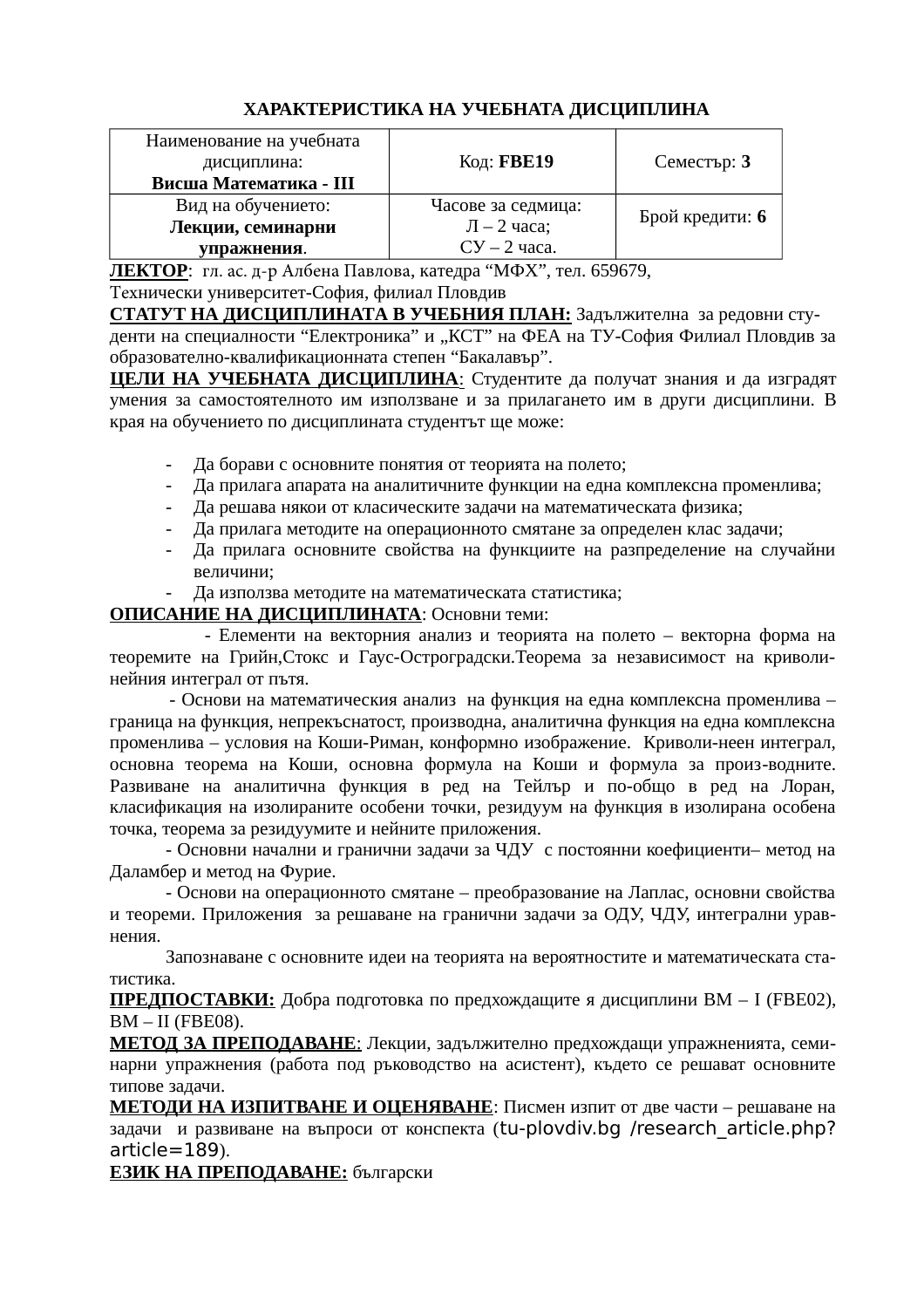## ХАРАКТЕРИСТИКА НА УЧЕБНАТА ДИСЦИПЛИНА

| Наименование на учебната дисциплина: **Висша Математика - III** | Код: **FBE19** | Семестър: **3** |
|---|---|---|
| Вид на обучението: **Лекции, семинарни упражнения**. | Часове за седмица: Л – 2 часа; СУ – 2 часа. | Брой кредити: **6** |

**ЛЕКТОР**: гл. ас. д-р Албена Павлова, катедра "МФХ", тел. 659679, Технически университет-София, филиал Пловдив

**СТАТУТ НА ДИСЦИПЛИНАТА В УЧЕБНИЯ ПЛАН:** Задължителна за редовни студенти на специалности "Електроника" и „КСТ" на ФЕА на ТУ-София Филиал Пловдив за образователно-квалификационната степен "Бакалавър".

**ЦЕЛИ НА УЧЕБНАТА ДИСЦИПЛИНА**: Студентите да получат знания и да изградят умения за самостоятелното им използване и за прилагането им в други дисциплини. В края на обучението по дисциплината студентът ще може:

- Да борави с основните понятия от теорията на полето;
- Да прилага апарата на аналитичните функции на една комплексна променлива;
- Да решава някои от класическите задачи на математическата физика;
- Да прилага методите на операционното смятане за определен клас задачи;
- Да прилага основните свойства на функциите на разпределение на случайни величини;
- Да използва методите на математическата статистика;

**ОПИСАНИЕ НА ДИСЦИПЛИНАТА**: Основни теми:

- Елементи на векторния анализ и теорията на полето – векторна форма на теоремите на Грийн,Стокс и Гаус-Остроградски.Теорема за независимост на криволинейния интеграл от пътя.

- Основи на математическия анализ на функция на една комплексна променлива – граница на функция, непрекъснатост, производна, аналитична функция на една комплексна променлива – условия на Коши-Риман, конформно изображение. Криволинеен интеграл, основна теорема на Коши, основна формула на Коши и формула за производните. Развиване на аналитична функция в ред на Тейлър и по-общо в ред на Лоран, класификация на изолираните особени точки, резидуум на функция в изолирана особена точка, теорема за резидуумите и нейните приложения.

- Основни начални и гранични задачи за ЧДУ с постоянни коефициенти– метод на Даламбер и метод на Фурие.

- Основи на операционното смятане – преобразование на Лаплас, основни свойства и теореми. Приложения за решаване на гранични задачи за ОДУ, ЧДУ, интегрални уравнения.

Запознаване с основните идеи на теорията на вероятностите и математическата статистика.

**ПРЕДПОСТАВКИ:** Добра подготовка по предхождащите я дисциплини ВМ – I (FBE02), ВМ – II (FBE08).

**МЕТОД ЗА ПРЕПОДАВАНЕ**: Лекции, задължително предхождащи упражненията, семинарни упражнения (работа под ръководство на асистент), където се решават основните типове задачи.

**МЕТОДИ НА ИЗПИТВАНЕ И ОЦЕНЯВАНЕ**: Писмен изпит от две части – решаване на задачи и развиване на въпроси от конспекта (tu-plovdiv.bg /research_article.php?article=189).

**ЕЗИК НА ПРЕПОДАВАНЕ:** български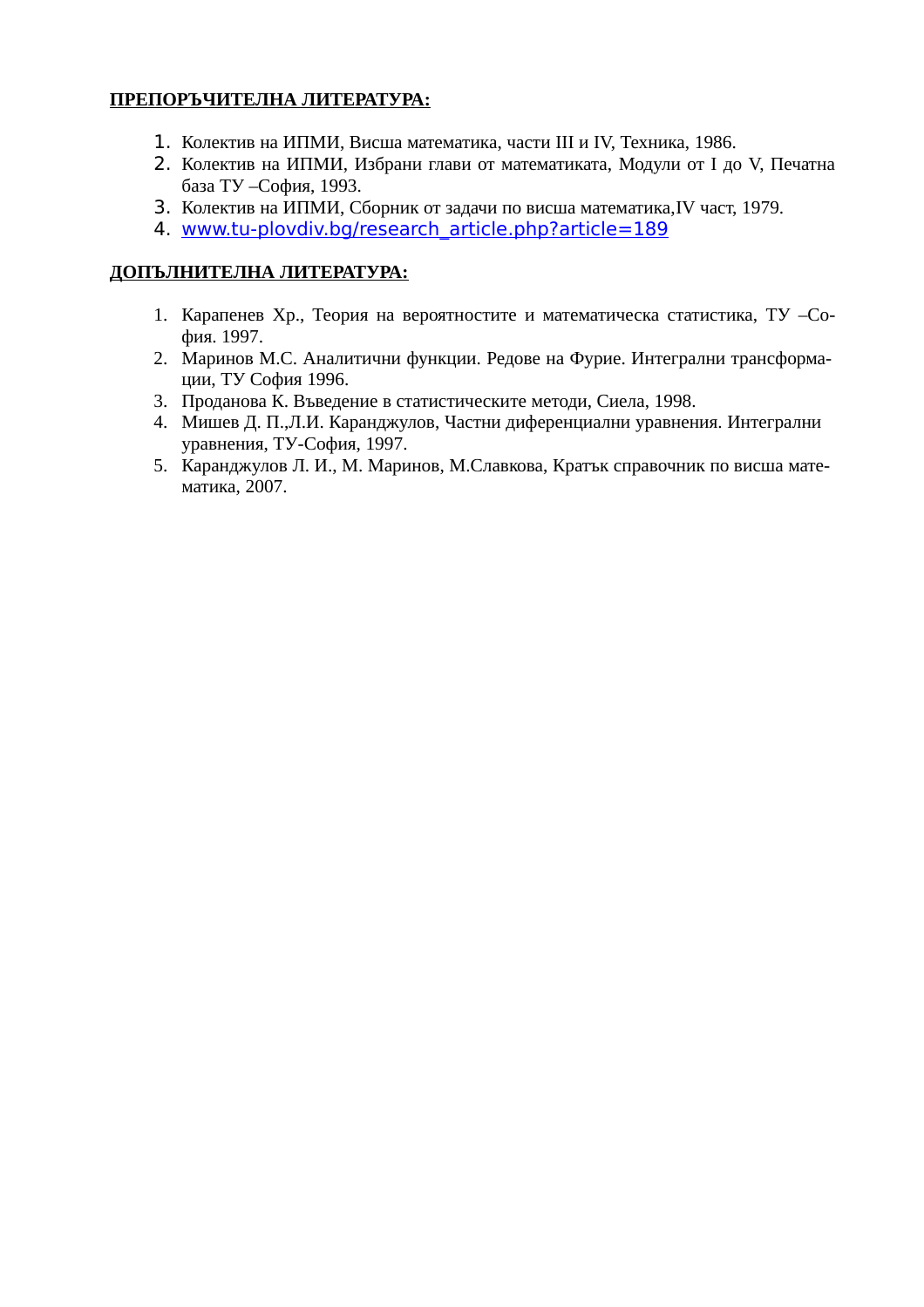**<u>ПРЕПОРЪЧИТЕЛНА ЛИТЕРАТУРА:</u>**

1. Колектив на ИПМИ, Висша математика, части III и IV, Техника, 1986.
2. Колектив на ИПМИ, Избрани глави от математиката, Модули от I до V, Печатна база ТУ –София, 1993.
3. Колектив на ИПМИ, Сборник от задачи по висша математика,IV част, 1979.
4. www.tu-plovdiv.bg/research_article.php?article=189

**<u>ДОПЪЛНИТЕЛНА ЛИТЕРАТУРА:</u>**

1. Карапенев Хр., Теория на вероятностите и математическа статистика, ТУ –София. 1997.
2. Маринов М.С. Аналитични функции. Редове на Фурие. Интегрални трансформации, ТУ София 1996.
3. Проданова К. Въведение в статистическите методи, Сиела, 1998.
4. Мишев Д. П.,Л.И. Каранджулов, Частни диференциални уравнения. Интегрални уравнения, ТУ-София, 1997.
5. Каранджулов Л. И., М. Маринов, М.Славкова, Кратък справочник по висша математика, 2007.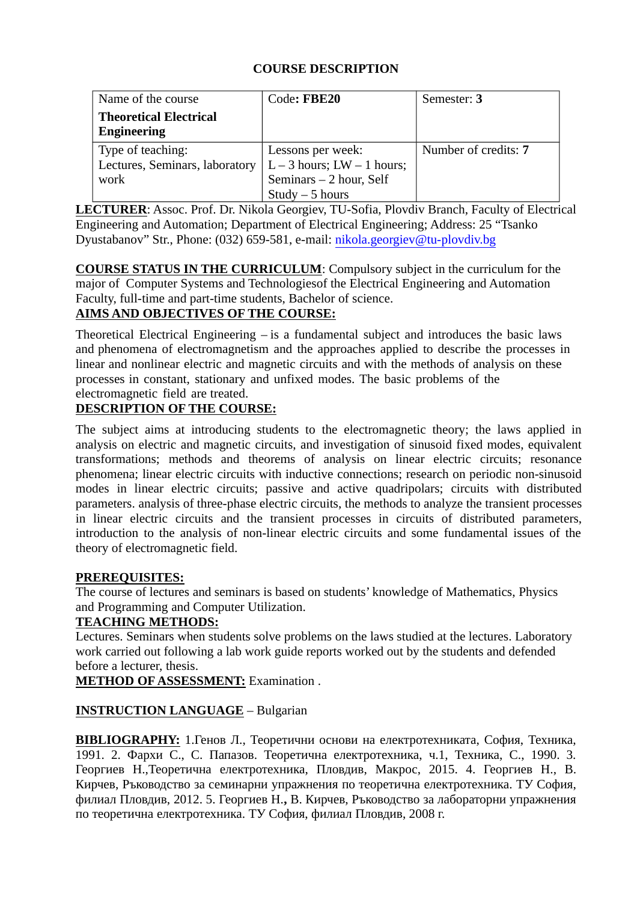# COURSE DESCRIPTION

| Name of the course **Theoretical Electrical Engineering** | Code**: FBE20** | Semester: **3** |
|---|---|---|
| Type of teaching: Lectures, Seminars, laboratory work | Lessons per week: L – 3 hours; LW – 1 hours; Seminars – 2 hour, Self Study – 5 hours | Number of credits: **7** |

**LECTURER**: Assoc. Prof. Dr. Nikola Georgiev, TU-Sofia, Plovdiv Branch, Faculty of Electrical Engineering and Automation; Department of Electrical Engineering; Address: 25 "Tsanko Dyustabanov" Str., Phone: (032) 659-581, e-mail: nikola.georgiev@tu-plovdiv.bg

**COURSE STATUS IN THE CURRICULUM**: Compulsory subject in the curriculum for the major of Computer Systems and Technologiesof the Electrical Engineering and Automation Faculty, full-time and part-time students, Bachelor of science.

**AIMS AND OBJECTIVES OF THE COURSE:**

Theoretical Electrical Engineering – is a fundamental subject and introduces the basic laws and phenomena of electromagnetism and the approaches applied to describe the processes in linear and nonlinear electric and magnetic circuits and with the methods of analysis on these processes in constant, stationary and unfixed modes. The basic problems of the electromagnetic field are treated.

**DESCRIPTION OF THE COURSE:**

The subject aims at introducing students to the electromagnetic theory; the laws applied in analysis on electric and magnetic circuits, and investigation of sinusoid fixed modes, equivalent transformations; methods and theorems of analysis on linear electric circuits; resonance phenomena; linear electric circuits with inductive connections; research on periodic non-sinusoid modes in linear electric circuits; passive and active quadripolars; circuits with distributed parameters. analysis of three-phase electric circuits, the methods to analyze the transient processes in linear electric circuits and the transient processes in circuits of distributed parameters, introduction to the analysis of non-linear electric circuits and some fundamental issues of the theory of electromagnetic field.

**PREREQUISITES:**

The course of lectures and seminars is based on students' knowledge of Mathematics, Physics and Programming and Computer Utilization.

**TEACHING METHODS:**

Lectures. Seminars when students solve problems on the laws studied at the lectures. Laboratory work carried out following a lab work guide reports worked out by the students and defended before a lecturer, thesis.

**METHOD OF ASSESSMENT:** Examination .

**INSTRUCTION LANGUAGE** – Bulgarian

**BIBLIOGRAPHY:** 1.Генов Л., Теоретични основи на електротехниката, София, Техника, 1991. 2. Фархи С., С. Папазов. Теоретична електротехника, ч.1, Техника, С., 1990. 3. Георгиев Н.,Теоретична електротехника, Пловдив, Макрос, 2015. 4. Георгиев Н., В. Кирчев, Ръководство за семинарни упражнения по теоретична електротехника. ТУ София, филиал Пловдив, 2012. 5. Георгиев Н.**,** В. Кирчев, Ръководство за лабораторни упражнения по теоретична електротехника. ТУ София, филиал Пловдив, 2008 г.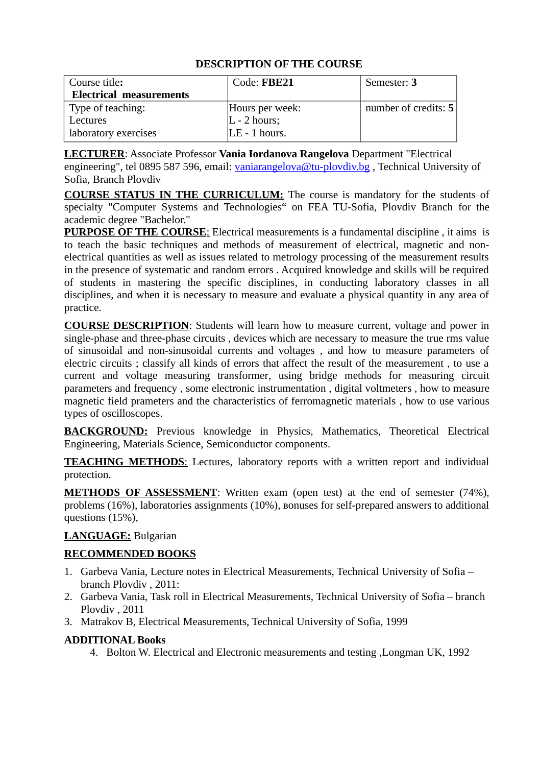# DESCRIPTION OF THE COURSE

| Course title: **Electrical measurements** | Code: **FBE21** | Semester: **3** |
|---|---|---|
| Type of teaching: Lectures laboratory exercises | Hours per week: L - 2 hours; LE - 1 hours. | number of credits: **5** |

**LECTURER**: Associate Professor **Vania Iordanova Rangelova** Department "Electrical engineering", tel 0895 587 596, email: vaniarangelova@tu-plovdiv.bg , Technical University of Sofia, Branch Plovdiv

**COURSE STATUS IN THE CURRICULUM:** The course is mandatory for the students of specialty "Computer Systems and Technologies" on FEA TU-Sofia, Plovdiv Branch for the academic degree "Bachelor."

**PURPOSE OF THE COURSE**: Electrical measurements is a fundamental discipline , it aims is to teach the basic techniques and methods of measurement of electrical, magnetic and non-electrical quantities as well as issues related to metrology processing of the measurement results in the presence of systematic and random errors . Acquired knowledge and skills will be required of students in mastering the specific disciplines, in conducting laboratory classes in all disciplines, and when it is necessary to measure and evaluate a physical quantity in any area of practice.

**COURSE DESCRIPTION**: Students will learn how to measure current, voltage and power in single-phase and three-phase circuits , devices which are necessary to measure the true rms value of sinusoidal and non-sinusoidal currents and voltages , and how to measure parameters of electric circuits ; classify all kinds of errors that affect the result of the measurement , to use a current and voltage measuring transformer, using bridge methods for measuring circuit parameters and frequency , some electronic instrumentation , digital voltmeters , how to measure magnetic field prameters and the characteristics of ferromagnetic materials , how to use various types of oscilloscopes.

**BACKGROUND:** Previous knowledge in Physics, Mathematics, Theoretical Electrical Engineering, Materials Science, Semiconductor components.

**TEACHING METHODS**: Lectures, laboratory reports with a written report and individual protection.

**METHODS OF ASSESSMENT**: Written exam (open test) at the end of semester (74%), problems (16%), laboratories assignments (10%), вonuses for self-prepared answers to additional questions (15%),

**LANGUAGE:** Bulgarian

**RECOMMENDED BOOKS**

1. Garbeva Vania, Lecture notes in Electrical Measurements, Technical University of Sofia – branch Plovdiv , 2011:
2. Garbeva Vania, Task roll in Electrical Measurements, Technical University of Sofia – branch Plovdiv , 2011
3. Matrakov B, Electrical Measurements, Technical University of Sofia, 1999

**ADDITIONAL Books**

4. Bolton W. Electrical and Electronic measurements and testing ,Longman UK, 1992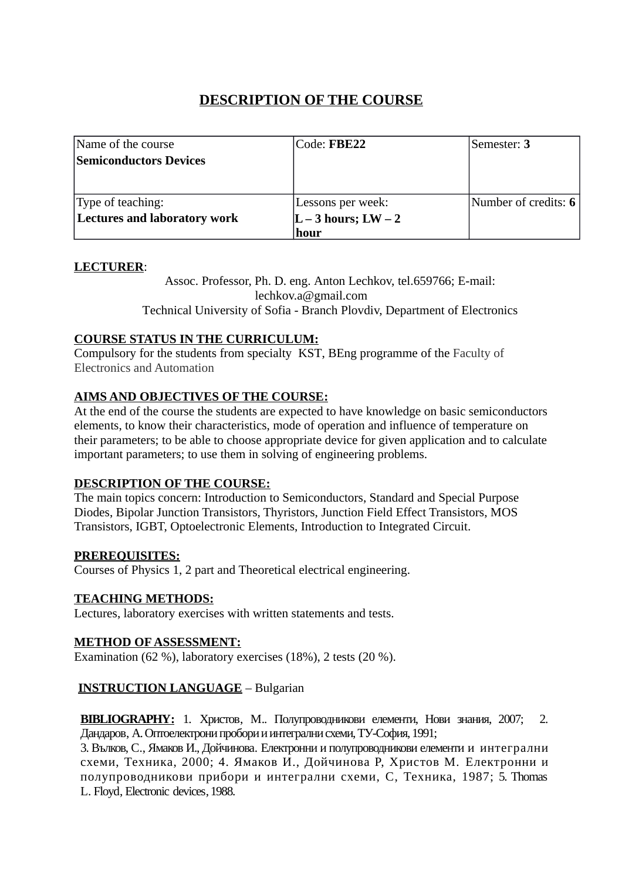# DESCRIPTION OF THE COURSE

| Name of the course **Semiconductors Devices** | Code: **FBE22** | Semester: **3** |
|---|---|---|
| Type of teaching: **Lectures and laboratory work** | Lessons per week: **L – 3 hours; LW – 2 hour** | Number of credits: **6** |

**LECTURER**:

Assoc. Professor, Ph. D. eng. Anton Lechkov, tel.659766; E-mail: lechkov.a@gmail.com
Technical University of Sofia - Branch Plovdiv, Department of Electronics

**COURSE STATUS IN THE CURRICULUM:**
Compulsory for the students from specialty KST, BEng programme of the Faculty of Electronics and Automation

**AIMS AND OBJECTIVES OF THE COURSE:**
At the end of the course the students are expected to have knowledge on basic semiconductors elements, to know their characteristics, mode of operation and influence of temperature on their parameters; to be able to choose appropriate device for given application and to calculate important parameters; to use them in solving of engineering problems.

**DESCRIPTION OF THE COURSE:**
The main topics concern: Introduction to Semiconductors, Standard and Special Purpose Diodes, Bipolar Junction Transistors, Thyristors, Junction Field Effect Transistors, MOS Transistors, IGBT, Optoelectronic Elements, Introduction to Integrated Circuit.

**PREREQUISITES:**
Courses of Physics 1, 2 part and Theoretical electrical engineering.

**TEACHING METHODS:**
Lectures, laboratory exercises with written statements and tests.

**METHOD OF ASSESSMENT:**
Examination (62 %), laboratory exercises (18%), 2 tests (20 %).

**INSTRUCTION LANGUAGE** – Bulgarian

**BIBLIOGRAPHY:** 1. Христов, М.. Полупроводникови елементи, Нови знания, 2007; 2. Дандаров, А. Оптоелектрони пробори и интегрални схеми, ТУ-София, 1991;
3. Вълков, С., Ямаков И., Дойчинова. Електронни и полупроводникови елементи и интегрални схеми, Техника, 2000; 4. Ямаков И., Дойчинова Р, Христов М. Електронни и полупроводникови прибори и интегрални схеми, С, Техника, 1987; 5. Thomas L. Floyd, Electronic devices, 1988.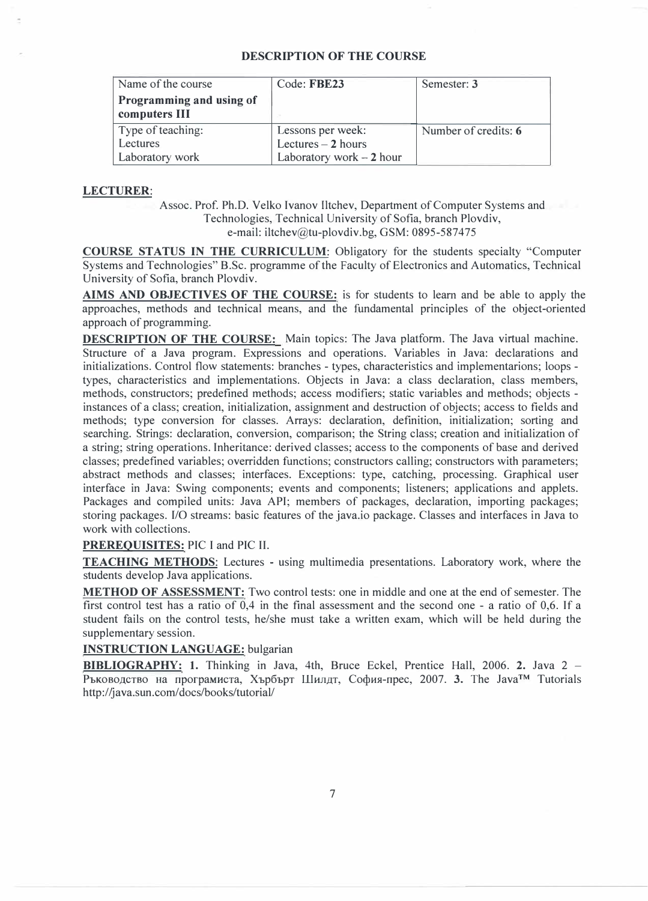## DESCRIPTION OF THE COURSE

| Name of the course<br>**Programming and using of computers III** | Code: **FBE23** | Semester: **3** |
|---|---|---|
| Type of teaching:<br>Lectures<br>Laboratory work | Lessons per week:<br>Lectures – **2** hours<br>Laboratory work – **2** hour | Number of credits: **6** |

**LECTURER**:

Assoc. Prof. Ph.D. Velko Ivanov Iltchev, Department of Computer Systems and Technologies, Technical University of Sofia, branch Plovdiv,
e-mail: iltchev@tu-plovdiv.bg, GSM: 0895-587475

**COURSE STATUS IN THE CURRICULUM**: Obligatory for the students specialty "Computer Systems and Technologies" B.Sc. programme of the Faculty of Electronics and Automatics, Technical University of Sofia, branch Plovdiv.

**AIMS AND OBJECTIVES OF THE COURSE:** is for students to learn and be able to apply the approaches, methods and technical means, and the fundamental principles of the object-oriented approach of programming.

**DESCRIPTION OF THE COURSE:** Main topics: The Java platform. The Java virtual machine. Structure of a Java program. Expressions and operations. Variables in Java: declarations and initializations. Control flow statements: branches - types, characteristics and implementarions; loops - types, characteristics and implementations. Objects in Java: a class declaration, class members, methods, constructors; predefined methods; access modifiers; static variables and methods; objects - instances of a class; creation, initialization, assignment and destruction of objects; access to fields and methods; type conversion for classes. Arrays: declaration, definition, initialization; sorting and searching. Strings: declaration, conversion, comparison; the String class; creation and initialization of a string; string operations. Inheritance: derived classes; access to the components of base and derived classes; predefined variables; overridden functions; constructors calling; constructors with parameters; abstract methods and classes; interfaces. Exceptions: type, catching, processing. Graphical user interface in Java: Swing components; events and components; listeners; applications and applets. Packages and compiled units: Java API; members of packages, declaration, importing packages; storing packages. I/O streams: basic features of the java.io package. Classes and interfaces in Java to work with collections.

**PREREQUISITES:** PIC I and PIC II.

**TEACHING METHODS**: Lectures - using multimedia presentations. Laboratory work, where the students develop Java applications.

**METHOD OF ASSESSMENT:** Two control tests: one in middle and one at the end of semester. The first control test has a ratio of 0,4 in the final assessment and the second one - a ratio of 0,6. If a student fails on the control tests, he/she must take a written exam, which will be held during the supplementary session.

**INSTRUCTION LANGUAGE:** bulgarian

**BIBLIOGRAPHY: 1.** Thinking in Java, 4th, Bruce Eckel, Prentice Hall, 2006. **2.** Java 2 – Ръководство на програмиста, Хърбърт Шилдт, София-прес, 2007. **3.** The Java™ Tutorials http://java.sun.com/docs/books/tutorial/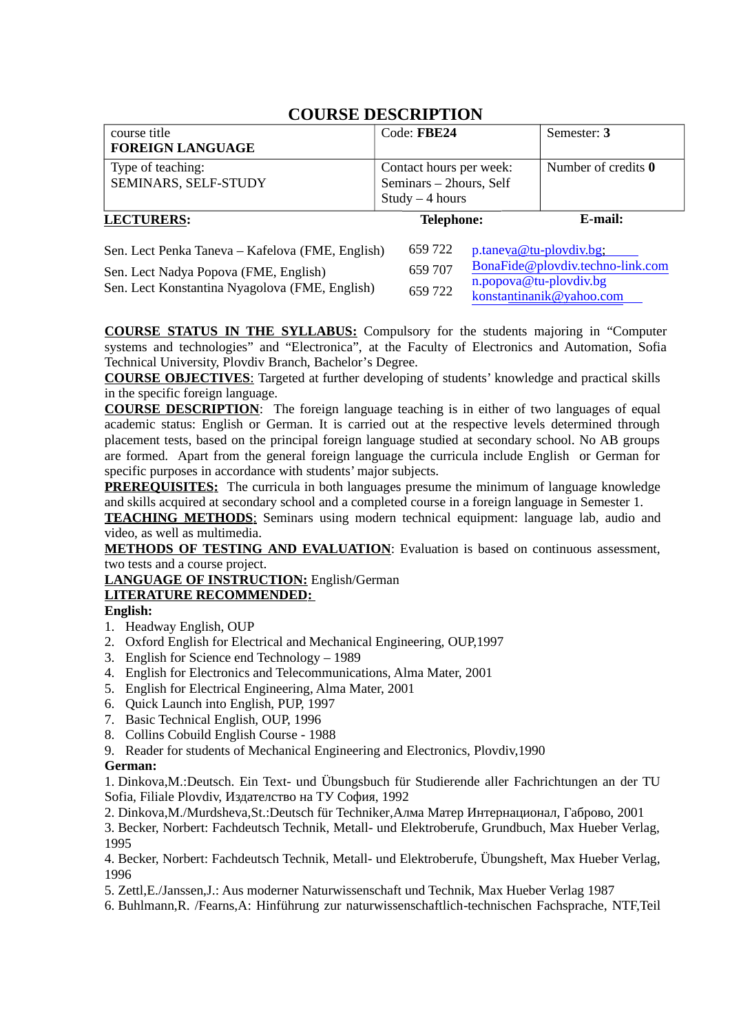# COURSE DESCRIPTION

| course title **FOREIGN LANGUAGE** | Code: **FBE24** | Semester: **3** |
|---|---|---|
| Type of teaching: SEMINARS, SELF-STUDY | Contact hours per week: Seminars – 2hours, Self Study – 4 hours | Number of credits **0** |

| **LECTURERS:** | **Telephone:** | **E-mail:** |
|---|---|---|
| Sen. Lect Penka Taneva – Kafelova (FME, English) | 659 722 | p.taneva@tu-plovdiv.bg; BonaFide@plovdiv.techno-link.com |
| Sen. Lect Nadya Popova (FME, English) | 659 707 | n.popova@tu-plovdiv.bg |
| Sen. Lect Konstantina Nyagolova (FME, English) | 659 722 | konstantinanik@yahoo.com |

**COURSE STATUS IN THE SYLLABUS:** Compulsory for the students majoring in "Computer systems and technologies" and "Electronica", at the Faculty of Electronics and Automation, Sofia Technical University, Plovdiv Branch, Bachelor's Degree.

**COURSE OBJECTIVES**: Targeted at further developing of students' knowledge and practical skills in the specific foreign language.

**COURSE DESCRIPTION**: The foreign language teaching is in either of two languages of equal academic status: English or German. It is carried out at the respective levels determined through placement tests, based on the principal foreign language studied at secondary school. No AB groups are formed. Apart from the general foreign language the curricula include English or German for specific purposes in accordance with students' major subjects.

**PREREQUISITES:** The curricula in both languages presume the minimum of language knowledge and skills acquired at secondary school and a completed course in a foreign language in Semester 1.

**TEACHING METHODS**: Seminars using modern technical equipment: language lab, audio and video, as well as multimedia.

**METHODS OF TESTING AND EVALUATION**: Evaluation is based on continuous assessment, two tests and a course project.

**LANGUAGE OF INSTRUCTION:** English/German

**LITERATURE RECOMMENDED:**

**English:**

1. Headway English, OUP
2. Oxford English for Electrical and Mechanical Engineering, OUP,1997
3. English for Science end Technology – 1989
4. English for Electronics and Telecommunications, Alma Mater, 2001
5. English for Electrical Engineering, Alma Mater, 2001
6. Quick Launch into English, PUP, 1997
7. Basic Technical English, OUP, 1996
8. Collins Cobuild English Course - 1988
9. Reader for students of Mechanical Engineering and Electronics, Plovdiv,1990

**German:**

1. Dinkova,M.:Deutsch. Ein Text- und Übungsbuch für Studierende aller Fachrichtungen an der TU Sofia, Filiale Plovdiv, Издателство на ТУ София, 1992
2. Dinkova,M./Murdsheva,St.:Deutsch für Techniker,Алма Матер Интернационал, Габрово, 2001
3. Becker, Norbert: Fachdeutsch Technik, Metall- und Elektroberufe, Grundbuch, Max Hueber Verlag, 1995
4. Becker, Norbert: Fachdeutsch Technik, Metall- und Elektroberufe, Übungsheft, Max Hueber Verlag, 1996
5. Zettl,E./Janssen,J.: Aus moderner Naturwissenschaft und Technik, Max Hueber Verlag 1987
6. Buhlmann,R. /Fearns,A: Hinführung zur naturwissenschaftlich-technischen Fachsprache, NTF,Teil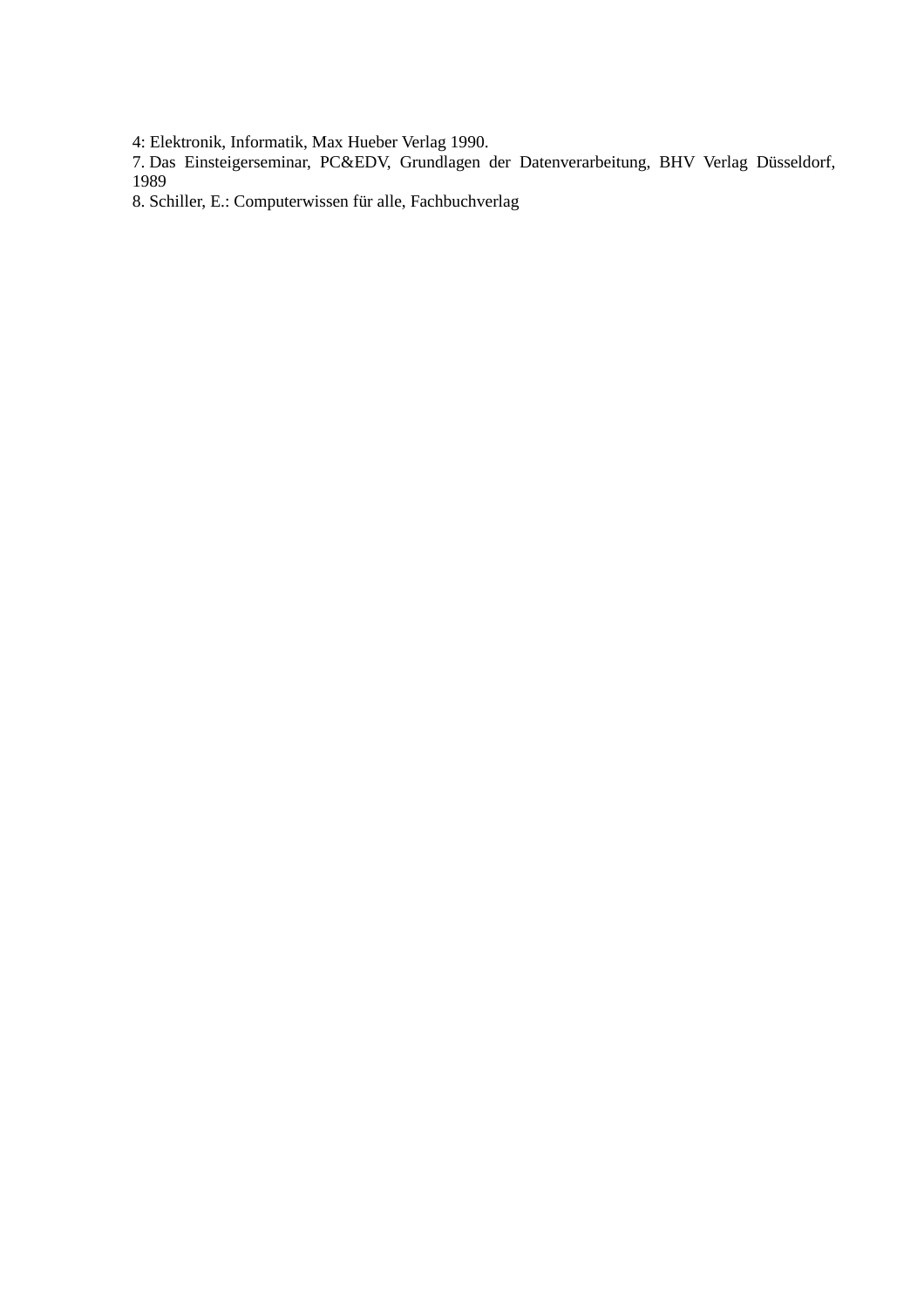4: Elektronik, Informatik, Max Hueber Verlag 1990.

7. Das Einsteigerseminar, PC&EDV, Grundlagen der Datenverarbeitung, BHV Verlag Düsseldorf, 1989

8. Schiller, E.: Computerwissen für alle, Fachbuchverlag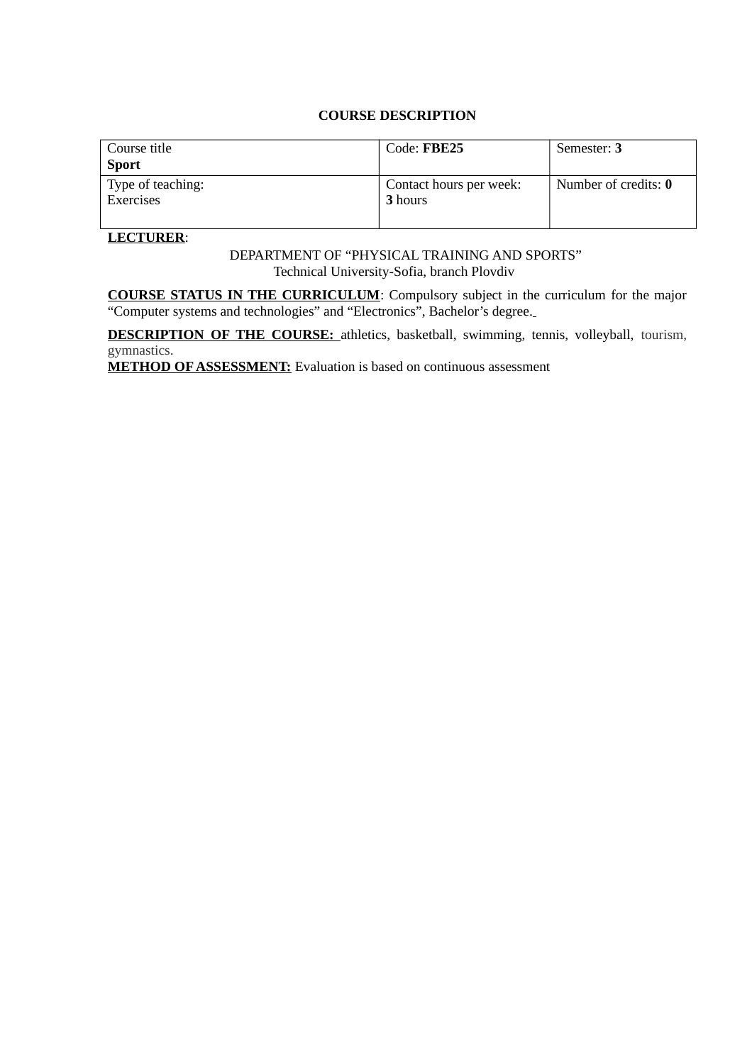**COURSE DESCRIPTION**

| Course title<br>**Sport** | Code: **FBE25** | Semester: **3** |
|---|---|---|
| Type of teaching:<br>Exercises | Contact hours per week:<br>**3** hours | Number of credits: **0** |

**LECTURER**:

DEPARTMENT OF "PHYSICAL TRAINING AND SPORTS"
Technical University-Sofia, branch Plovdiv

**COURSE STATUS IN THE CURRICULUM**: Compulsory subject in the curriculum for the major "Computer systems and technologies" and "Electronics", Bachelor's degree.

**DESCRIPTION OF THE COURSE:** athletics, basketball, swimming, tennis, volleyball, tourism, gymnastics.

**METHOD OF ASSESSMENT:** Evaluation is based on continuous assessment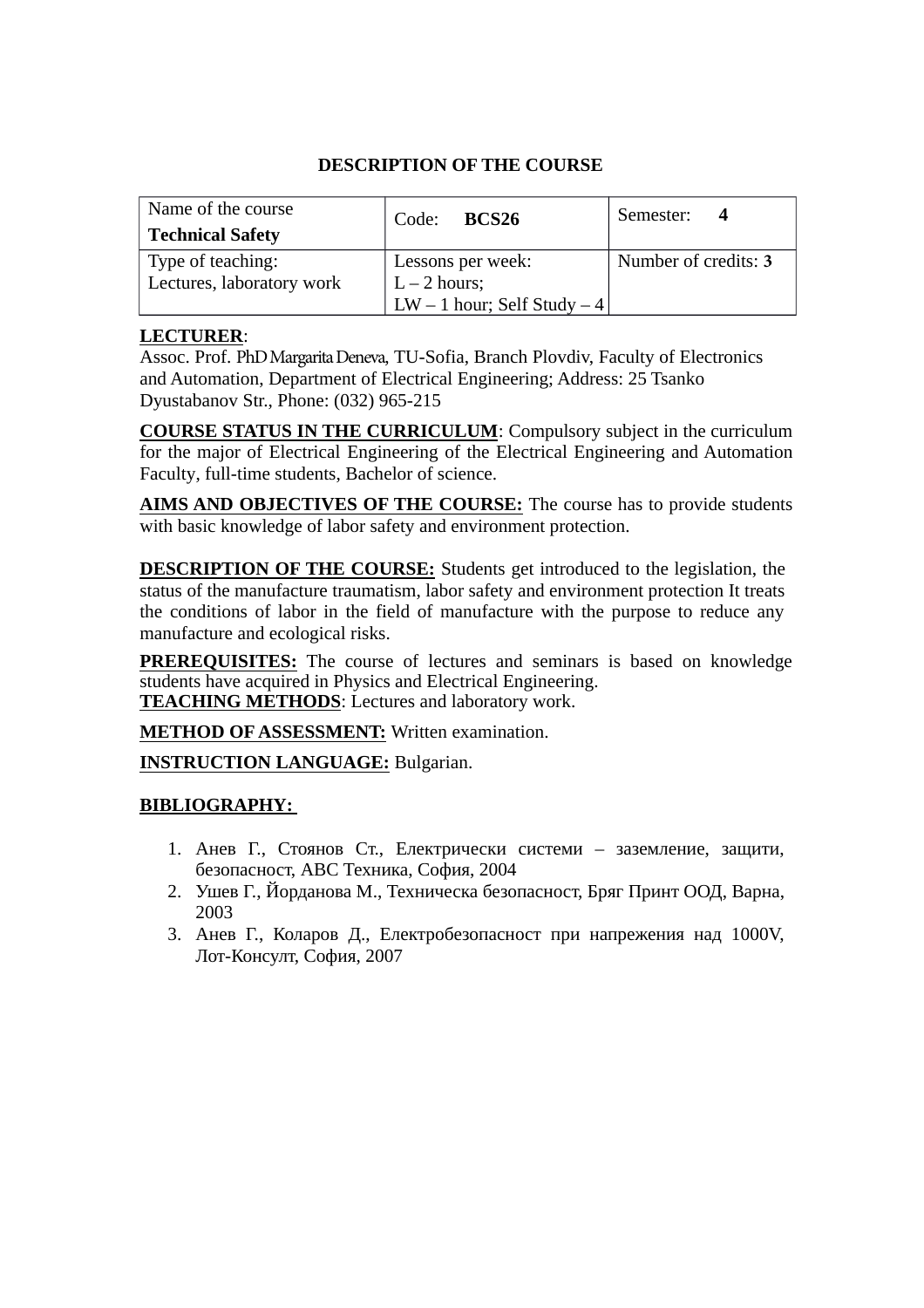## DESCRIPTION OF THE COURSE

| Name of the course **Technical Safety** | Code: **BCS26** | Semester: **4** |
|---|---|---|
| Type of teaching: Lectures, laboratory work | Lessons per week: L – 2 hours; LW – 1 hour; Self Study – 4 | Number of credits: **3** |

**LECTURER**:
Assoc. Prof. PhD Margarita Deneva, TU-Sofia, Branch Plovdiv, Faculty of Electronics and Automation, Department of Electrical Engineering; Address: 25 Tsanko Dyustabanov Str., Phone: (032) 965-215

**COURSE STATUS IN THE CURRICULUM**: Compulsory subject in the curriculum for the major of Electrical Engineering of the Electrical Engineering and Automation Faculty, full-time students, Bachelor of science.

**AIMS AND OBJECTIVES OF THE COURSE:** The course has to provide students with basic knowledge of labor safety and environment protection.

**DESCRIPTION OF THE COURSE:** Students get introduced to the legislation, the status of the manufacture traumatism, labor safety and environment protection It treats the conditions of labor in the field of manufacture with the purpose to reduce any manufacture and ecological risks.

**PREREQUISITES:** The course of lectures and seminars is based on knowledge students have acquired in Physics and Electrical Engineering.
**TEACHING METHODS**: Lectures and laboratory work.

**METHOD OF ASSESSMENT:** Written examination.

**INSTRUCTION LANGUAGE:** Bulgarian.

**BIBLIOGRAPHY:**

1. Анев Г., Стоянов Ст., Електрически системи – заземление, защити, безопасност, АВС Техника, София, 2004
2. Ушев Г., Йорданова М., Техническа безопасност, Бряг Принт ООД, Варна, 2003
3. Анев Г., Коларов Д., Електробезопасност при напрежения над 1000V, Лот-Консулт, София, 2007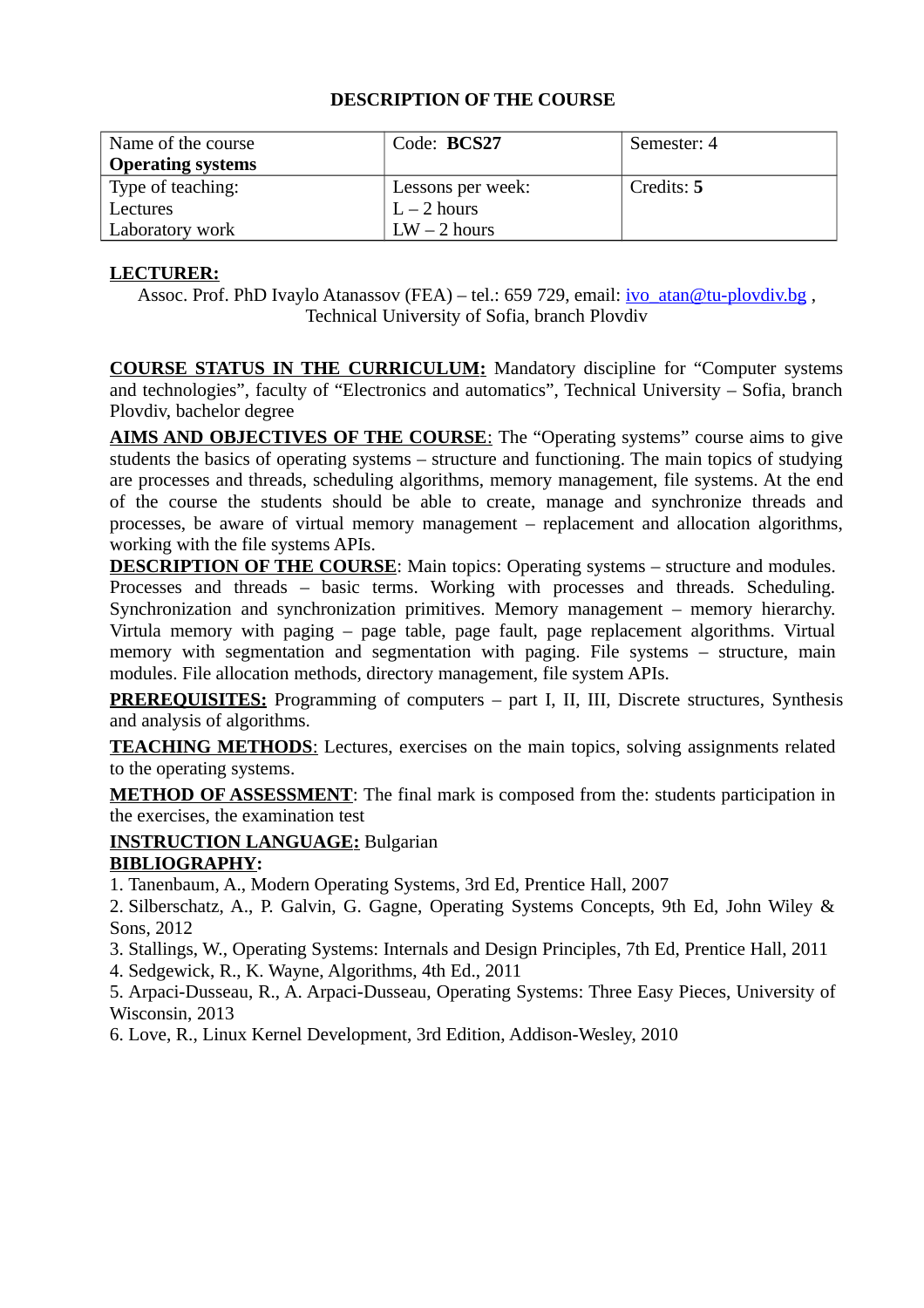# DESCRIPTION OF THE COURSE

| Name of the course **Operating systems** | Code: **BCS27** | Semester: 4 |
|---|---|---|
| Type of teaching: Lectures Laboratory work | Lessons per week: L – 2 hours LW – 2 hours | Credits: **5** |

**LECTURER:**

Assoc. Prof. PhD Ivaylo Atanassov (FEA) – tel.: 659 729, email: ivo_atan@tu-plovdiv.bg , Technical University of Sofia, branch Plovdiv

**COURSE STATUS IN THE CURRICULUM:** Mandatory discipline for "Computer systems and technologies", faculty of "Electronics and automatics", Technical University – Sofia, branch Plovdiv, bachelor degree

**AIMS AND OBJECTIVES OF THE COURSE**: The "Operating systems" course aims to give students the basics of operating systems – structure and functioning. The main topics of studying are processes and threads, scheduling algorithms, memory management, file systems. At the end of the course the students should be able to create, manage and synchronize threads and processes, be aware of virtual memory management – replacement and allocation algorithms, working with the file systems APIs.

**DESCRIPTION OF THE COURSE**: Main topics: Operating systems – structure and modules. Processes and threads – basic terms. Working with processes and threads. Scheduling. Synchronization and synchronization primitives. Memory management – memory hierarchy. Virtula memory with paging – page table, page fault, page replacement algorithms. Virtual memory with segmentation and segmentation with paging. File systems – structure, main modules. File allocation methods, directory management, file system APIs.

**PREREQUISITES:** Programming of computers – part I, II, III, Discrete structures, Synthesis and analysis of algorithms.

**TEACHING METHODS**: Lectures, exercises on the main topics, solving assignments related to the operating systems.

**METHOD OF ASSESSMENT**: The final mark is composed from the: students participation in the exercises, the examination test

**INSTRUCTION LANGUAGE:** Bulgarian

**BIBLIOGRAPHY:**

1. Tanenbaum, A., Modern Operating Systems, 3rd Ed, Prentice Hall, 2007
2. Silberschatz, A., P. Galvin, G. Gagne, Operating Systems Concepts, 9th Ed, John Wiley & Sons, 2012
3. Stallings, W., Operating Systems: Internals and Design Principles, 7th Ed, Prentice Hall, 2011
4. Sedgewick, R., K. Wayne, Algorithms, 4th Ed., 2011
5. Arpaci-Dusseau, R., A. Arpaci-Dusseau, Operating Systems: Three Easy Pieces, University of Wisconsin, 2013
6. Love, R., Linux Kernel Development, 3rd Edition, Addison-Wesley, 2010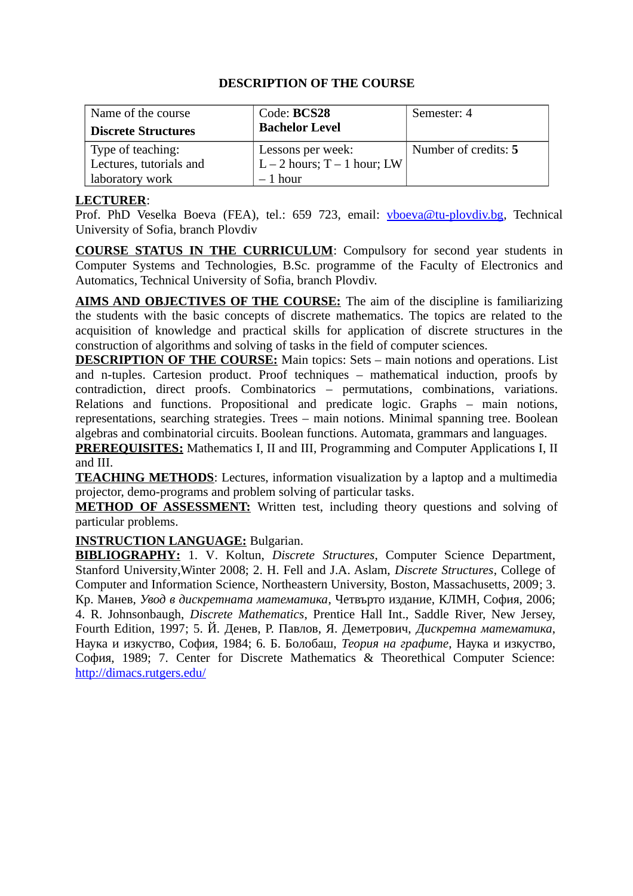## DESCRIPTION OF THE COURSE

| Name of the course **Discrete Structures** | Code: **BCS28** **Bachelor Level** | Semester: 4 |
|---|---|---|
| Type of teaching: Lectures, tutorials and laboratory work | Lessons per week: L – 2 hours; T – 1 hour; LW – 1 hour | Number of credits: **5** |

**LECTURER**:
Prof. PhD Veselka Boeva (FEA), tel.: 659 723, email: vboeva@tu-plovdiv.bg, Technical University of Sofia, branch Plovdiv

**COURSE STATUS IN THE CURRICULUM**: Compulsory for second year students in Computer Systems and Technologies, B.Sc. programme of the Faculty of Electronics and Automatics, Technical University of Sofia, branch Plovdiv.

**AIMS AND OBJECTIVES OF THE COURSE:** The aim of the discipline is familiarizing the students with the basic concepts of discrete mathematics. The topics are related to the acquisition of knowledge and practical skills for application of discrete structures in the construction of algorithms and solving of tasks in the field of computer sciences.

**DESCRIPTION OF THE COURSE:** Main topics: Sets – main notions and operations. List and n-tuples. Cartesion product. Proof techniques – mathematical induction, proofs by contradiction, direct proofs. Combinatorics – permutations, combinations, variations. Relations and functions. Propositional and predicate logic. Graphs – main notions, representations, searching strategies. Trees – main notions. Minimal spanning tree. Boolean algebras and combinatorial circuits. Boolean functions. Automata, grammars and languages.

**PREREQUISITES:** Mathematics I, II and III, Programming and Computer Applications I, II and III.

**TEACHING METHODS**: Lectures, information visualization by a laptop and a multimedia projector, demo-programs and problem solving of particular tasks.

**METHOD OF ASSESSMENT:** Written test, including theory questions and solving of particular problems.

**INSTRUCTION LANGUAGE:** Bulgarian.

**BIBLIOGRAPHY:** 1. V. Koltun, *Discrete Structures*, Computer Science Department, Stanford University,Winter 2008; 2. H. Fell and J.A. Aslam, *Discrete Structures*, College of Computer and Information Science, Northeastern University, Boston, Massachusetts, 2009; 3. Кр. Манев, *Увод в дискретната математика*, Четвърто издание, КЛМН, София, 2006; 4. R. Johnsonbaugh, *Discrete Mathematics*, Prentice Hall Int., Saddle River, New Jersey, Fourth Edition, 1997; 5. Й. Денев, Р. Павлов, Я. Деметрович, *Дискретна математика*, Наука и изкуство, София, 1984; 6. Б. Болобаш, *Теория на графите*, Наука и изкуство, София, 1989; 7. Center for Discrete Mathematics & Theorethical Computer Science: http://dimacs.rutgers.edu/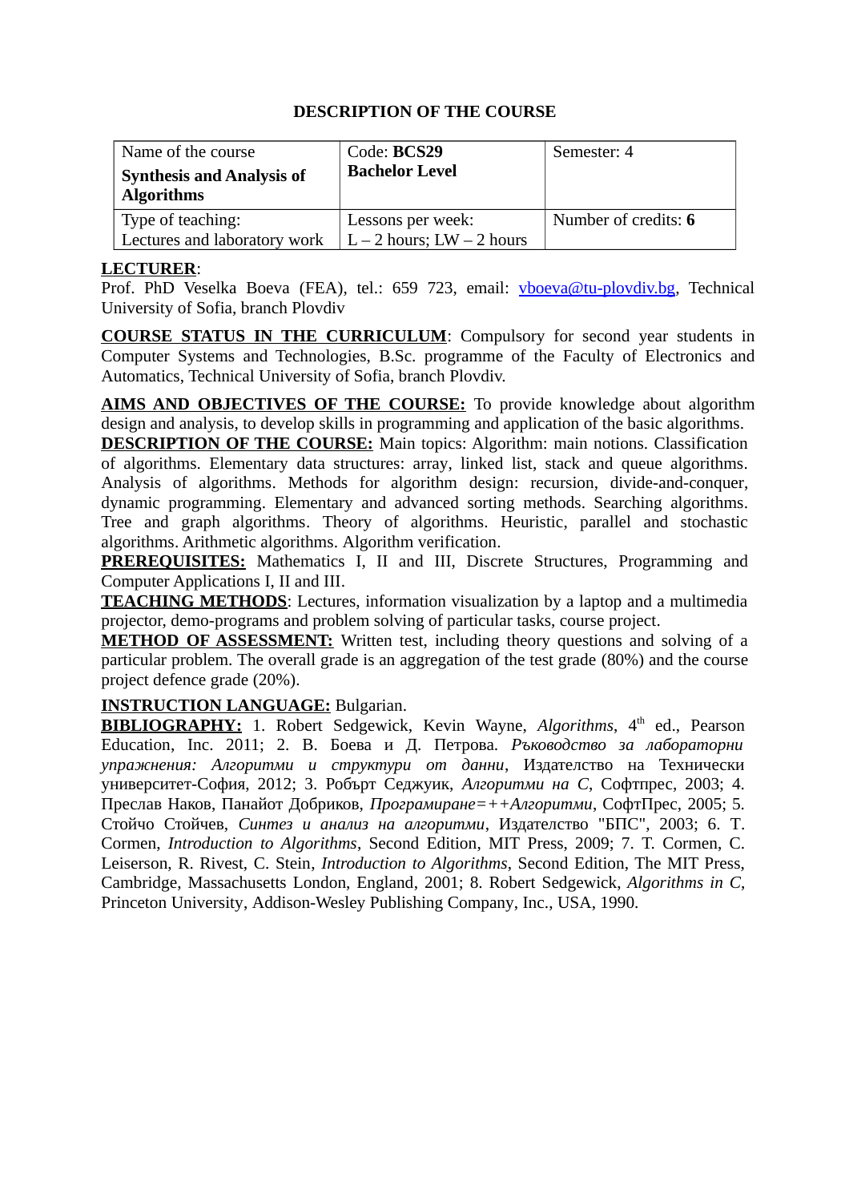## DESCRIPTION OF THE COURSE

| Name of the course **Synthesis and Analysis of Algorithms** | Code: **BCS29** **Bachelor Level** | Semester: 4 |
|---|---|---|
| Type of teaching: Lectures and laboratory work | Lessons per week: L – 2 hours; LW – 2 hours | Number of credits: **6** |

**LECTURER**: Prof. PhD Veselka Boeva (FEA), tel.: 659 723, email: vboeva@tu-plovdiv.bg, Technical University of Sofia, branch Plovdiv

**COURSE STATUS IN THE CURRICULUM**: Compulsory for second year students in Computer Systems and Technologies, B.Sc. programme of the Faculty of Electronics and Automatics, Technical University of Sofia, branch Plovdiv.

**AIMS AND OBJECTIVES OF THE COURSE:** To provide knowledge about algorithm design and analysis, to develop skills in programming and application of the basic algorithms.

**DESCRIPTION OF THE COURSE:** Main topics: Algorithm: main notions. Classification of algorithms. Elementary data structures: array, linked list, stack and queue algorithms. Analysis of algorithms. Methods for algorithm design: recursion, divide-and-conquer, dynamic programming. Elementary and advanced sorting methods. Searching algorithms. Tree and graph algorithms. Theory of algorithms. Heuristic, parallel and stochastic algorithms. Arithmetic algorithms. Algorithm verification.

**PREREQUISITES:** Mathematics I, II and III, Discrete Structures, Programming and Computer Applications I, II and III.

**TEACHING METHODS**: Lectures, information visualization by a laptop and a multimedia projector, demo-programs and problem solving of particular tasks, course project.

**METHOD OF ASSESSMENT:** Written test, including theory questions and solving of a particular problem. The overall grade is an aggregation of the test grade (80%) and the course project defence grade (20%).

**INSTRUCTION LANGUAGE:** Bulgarian.

**BIBLIOGRAPHY:** 1. Robert Sedgewick, Kevin Wayne, *Algorithms*, 4th ed., Pearson Education, Inc. 2011; 2. В. Боева и Д. Петрова. *Ръководство за лабораторни упражнения: Алгоритми и структури от данни*, Издателство на Технически университет-София, 2012; 3. Робърт Седжуик, *Алгоритми на С*, Софтпрес, 2003; 4. Преслав Наков, Панайот Добриков, *Програмиране=++Алгоритми*, СофтПрес, 2005; 5. Стойчо Стойчев, *Синтез и анализ на алгоритми*, Издателство "БПС", 2003; 6. T. Cormen, *Introduction to Algorithms*, Second Edition, MIT Press, 2009; 7. T. Cormen, C. Leiserson, R. Rivest, C. Stein, *Introduction to Algorithms*, Second Edition, The MIT Press, Cambridge, Massachusetts London, England, 2001; 8. Robert Sedgewick, *Algorithms in C*, Princeton University, Addison-Wesley Publishing Company, Inc., USA, 1990.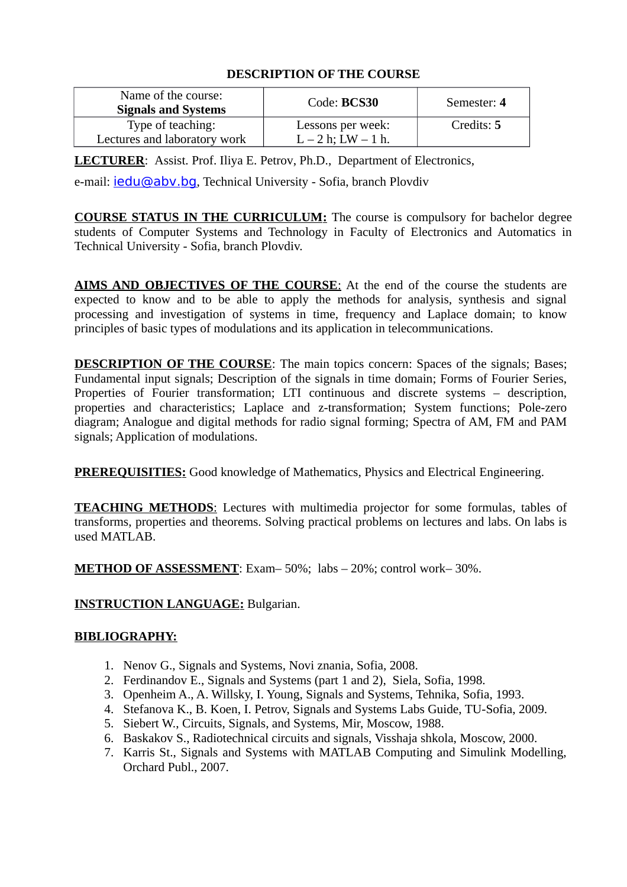## DESCRIPTION OF THE COURSE

| Name of the course: **Signals and Systems** | Code: **BCS30** | Semester: **4** |
|---|---|---|
| Type of teaching: Lectures and laboratory work | Lessons per week: L – 2 h; LW – 1 h. | Credits: **5** |

**LECTURER**: Assist. Prof. Iliya E. Petrov, Ph.D., Department of Electronics, e-mail: iedu@abv.bg, Technical University - Sofia, branch Plovdiv

**COURSE STATUS IN THE CURRICULUM:** The course is compulsory for bachelor degree students of Computer Systems and Technology in Faculty of Electronics and Automatics in Technical University - Sofia, branch Plovdiv.

**AIMS AND OBJECTIVES OF THE COURSE**: At the end of the course the students are expected to know and to be able to apply the methods for analysis, synthesis and signal processing and investigation of systems in time, frequency and Laplace domain; to know principles of basic types of modulations and its application in telecommunications.

**DESCRIPTION OF THE COURSE**: The main topics concern: Spaces of the signals; Bases; Fundamental input signals; Description of the signals in time domain; Forms of Fourier Series, Properties of Fourier transformation; LTI continuous and discrete systems – description, properties and characteristics; Laplace and z-transformation; System functions; Pole-zero diagram; Analogue and digital methods for radio signal forming; Spectra of AM, FM and PAM signals; Application of modulations.

**PREREQUISITIES:** Good knowledge of Mathematics, Physics and Electrical Engineering.

**TEACHING METHODS**: Lectures with multimedia projector for some formulas, tables of transforms, properties and theorems. Solving practical problems on lectures and labs. On labs is used MATLAB.

**METHOD OF ASSESSMENT**: Exam– 50%; labs – 20%; control work– 30%.

**INSTRUCTION LANGUAGE:** Bulgarian.

**BIBLIOGRAPHY:**

1. Nenov G., Signals and Systems, Novi znania, Sofia, 2008.
2. Ferdinandov E., Signals and Systems (part 1 and 2), Siela, Sofia, 1998.
3. Openheim A., A. Willsky, I. Young, Signals and Systems, Tehnika, Sofia, 1993.
4. Stefanova K., B. Koen, I. Petrov, Signals and Systems Labs Guide, TU-Sofia, 2009.
5. Siebert W., Circuits, Signals, and Systems, Mir, Moscow, 1988.
6. Baskakov S., Radiotechnical circuits and signals, Visshaja shkola, Moscow, 2000.
7. Karris St., Signals and Systems with MATLAB Computing and Simulink Modelling, Orchard Publ., 2007.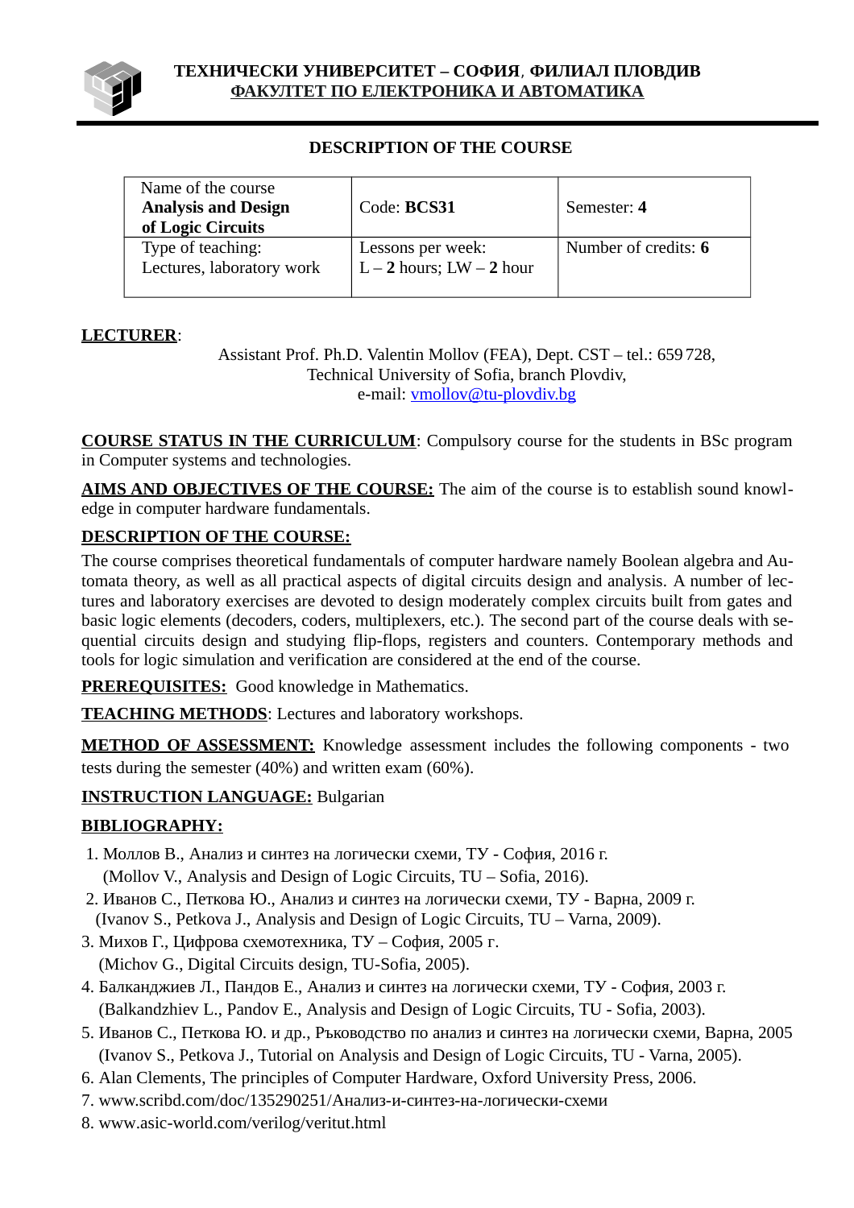**ТЕХНИЧЕСКИ УНИВЕРСИТЕТ – СОФИЯ, ФИЛИАЛ ПЛОВДИВ**
**ФАКУЛТЕТ ПО ЕЛЕКТРОНИКА И АВТОМАТИКА**

## DESCRIPTION OF THE COURSE

| Name of the course **Analysis and Design of Logic Circuits** | Code: **BCS31** | Semester: **4** |
|---|---|---|
| Type of teaching: Lectures, laboratory work | Lessons per week: L – **2** hours; LW – **2** hour | Number of credits: **6** |

**LECTURER**:

Assistant Prof. Ph.D. Valentin Mollov (FEA), Dept. CST – tel.: 659 728,
Technical University of Sofia, branch Plovdiv,
e-mail: vmollov@tu-plovdiv.bg

**COURSE STATUS IN THE CURRICULUM**: Compulsory course for the students in BSc program in Computer systems and technologies.

**AIMS AND OBJECTIVES OF THE COURSE:** The aim of the course is to establish sound knowledge in computer hardware fundamentals.

**DESCRIPTION OF THE COURSE:**

The course comprises theoretical fundamentals of computer hardware namely Boolean algebra and Automata theory, as well as all practical aspects of digital circuits design and analysis. A number of lectures and laboratory exercises are devoted to design moderately complex circuits built from gates and basic logic elements (decoders, coders, multiplexers, etc.). The second part of the course deals with sequential circuits design and studying flip-flops, registers and counters. Contemporary methods and tools for logic simulation and verification are considered at the end of the course.

**PREREQUISITES:** Good knowledge in Mathematics.

**TEACHING METHODS**: Lectures and laboratory workshops.

**METHOD OF ASSESSMENT:** Knowledge assessment includes the following components - two tests during the semester (40%) and written exam (60%).

**INSTRUCTION LANGUAGE:** Bulgarian

**BIBLIOGRAPHY:**

1. Моллов В., Анализ и синтез на логически схеми, ТУ - София, 2016 г. (Mollov V., Analysis and Design of Logic Circuits, TU – Sofia, 2016).
2. Иванов С., Петкова Ю., Анализ и синтез на логически схеми, ТУ - Варна, 2009 г. (Ivanov S., Petkova J., Analysis and Design of Logic Circuits, TU – Varna, 2009).
3. Михов Г., Цифрова схемотехника, ТУ – София, 2005 г. (Michov G., Digital Circuits design, TU-Sofia, 2005).
4. Балканджиев Л., Пандов Е., Анализ и синтез на логически схеми, ТУ - София, 2003 г. (Balkandzhiev L., Pandov E., Analysis and Design of Logic Circuits, TU - Sofia, 2003).
5. Иванов С., Петкова Ю. и др., Ръководство по анализ и синтез на логически схеми, Варна, 2005 (Ivanov S., Petkova J., Tutorial on Analysis and Design of Logic Circuits, TU - Varna, 2005).
6. Alan Clements, The principles of Computer Hardware, Oxford University Press, 2006.
7. www.scribd.com/doc/135290251/Анализ-и-синтез-на-логически-схеми
8. www.asic-world.com/verilog/veritut.html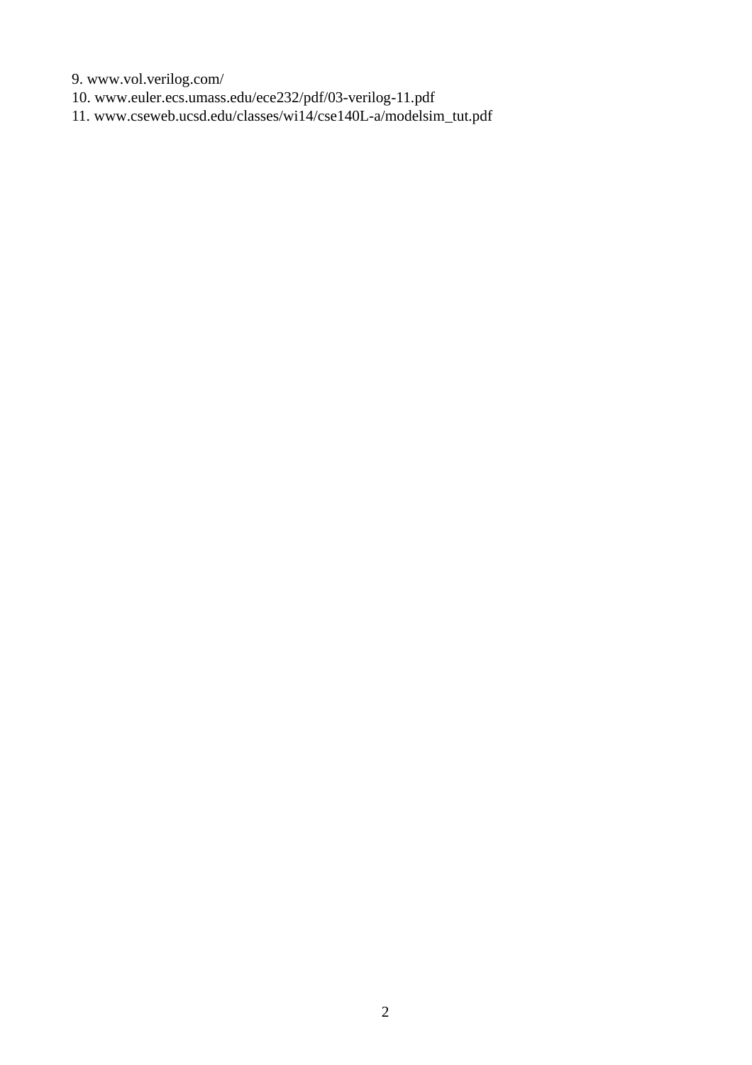9. www.vol.verilog.com/
10. www.euler.ecs.umass.edu/ece232/pdf/03-verilog-11.pdf
11. www.cseweb.ucsd.edu/classes/wi14/cse140L-a/modelsim_tut.pdf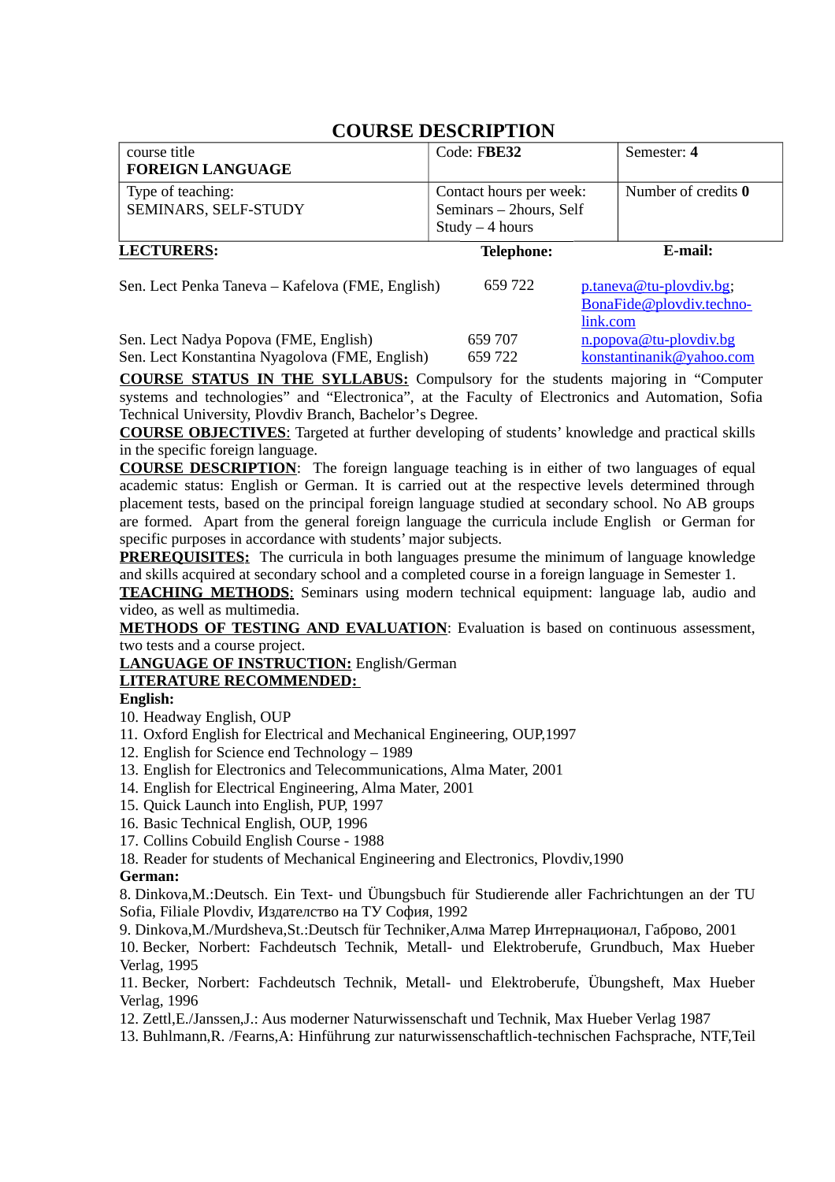# COURSE DESCRIPTION

| course title **FOREIGN LANGUAGE** | Code: F**BE32** | Semester: **4** |
|---|---|---|
| Type of teaching: SEMINARS, SELF-STUDY | Contact hours per week: Seminars – 2hours, Self Study – 4 hours | Number of credits **0** |

| **LECTURERS:** | **Telephone:** | **E-mail:** |
|---|---|---|
| Sen. Lect Penka Taneva – Kafelova (FME, English) | 659 722 | p.taneva@tu-plovdiv.bg; BonaFide@plovdiv.techno-link.com |
| Sen. Lect Nadya Popova (FME, English) | 659 707 | n.popova@tu-plovdiv.bg |
| Sen. Lect Konstantina Nyagolova (FME, English) | 659 722 | konstantinanik@yahoo.com |

**COURSE STATUS IN THE SYLLABUS:** Compulsory for the students majoring in "Computer systems and technologies" and "Electronica", at the Faculty of Electronics and Automation, Sofia Technical University, Plovdiv Branch, Bachelor's Degree.

**COURSE OBJECTIVES**: Targeted at further developing of students' knowledge and practical skills in the specific foreign language.

**COURSE DESCRIPTION**: The foreign language teaching is in either of two languages of equal academic status: English or German. It is carried out at the respective levels determined through placement tests, based on the principal foreign language studied at secondary school. No AB groups are formed. Apart from the general foreign language the curricula include English or German for specific purposes in accordance with students' major subjects.

**PREREQUISITES:** The curricula in both languages presume the minimum of language knowledge and skills acquired at secondary school and a completed course in a foreign language in Semester 1.

**TEACHING METHODS**: Seminars using modern technical equipment: language lab, audio and video, as well as multimedia.

**METHODS OF TESTING AND EVALUATION**: Evaluation is based on continuous assessment, two tests and a course project.

**LANGUAGE OF INSTRUCTION:** English/German

**LITERATURE RECOMMENDED:**

**English:**

10. Headway English, OUP
11. Oxford English for Electrical and Mechanical Engineering, OUP,1997
12. English for Science end Technology – 1989
13. English for Electronics and Telecommunications, Alma Mater, 2001
14. English for Electrical Engineering, Alma Mater, 2001
15. Quick Launch into English, PUP, 1997
16. Basic Technical English, OUP, 1996
17. Collins Cobuild English Course - 1988
18. Reader for students of Mechanical Engineering and Electronics, Plovdiv,1990

**German:**

8. Dinkova,M.:Deutsch. Ein Text- und Übungsbuch für Studierende aller Fachrichtungen an der TU Sofia, Filiale Plovdiv, Издателство на ТУ София, 1992
9. Dinkova,M./Murdsheva,St.:Deutsch für Techniker,Алма Матер Интернационал, Габрово, 2001
10. Becker, Norbert: Fachdeutsch Technik, Metall- und Elektroberufe, Grundbuch, Max Hueber Verlag, 1995
11. Becker, Norbert: Fachdeutsch Technik, Metall- und Elektroberufe, Übungsheft, Max Hueber Verlag, 1996
12. Zettl,E./Janssen,J.: Aus moderner Naturwissenschaft und Technik, Max Hueber Verlag 1987
13. Buhlmann,R. /Fearns,A: Hinführung zur naturwissenschaftlich-technischen Fachsprache, NTF,Teil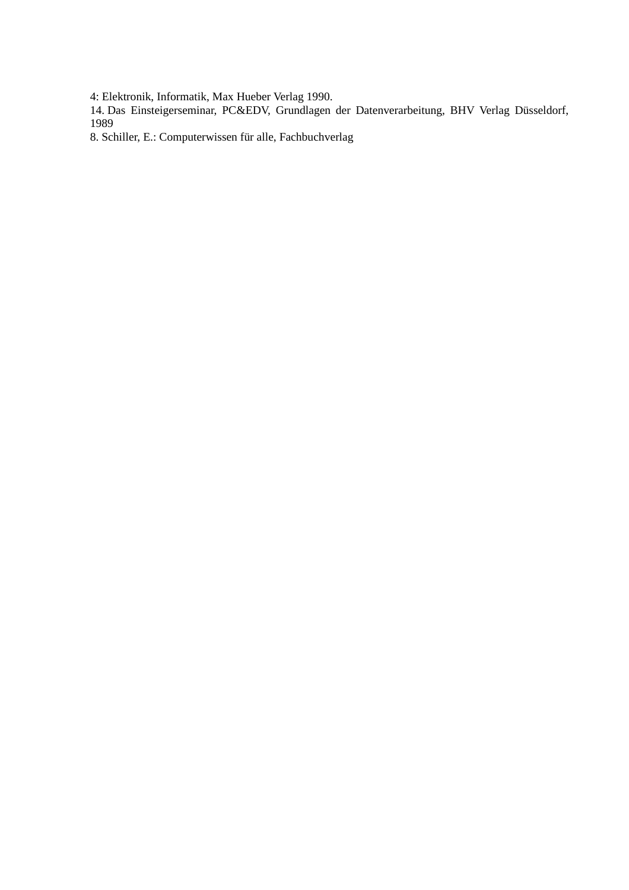4: Elektronik, Informatik, Max Hueber Verlag 1990.

14. Das Einsteigerseminar, PC&EDV, Grundlagen der Datenverarbeitung, BHV Verlag Düsseldorf, 1989

8. Schiller, E.: Computerwissen für alle, Fachbuchverlag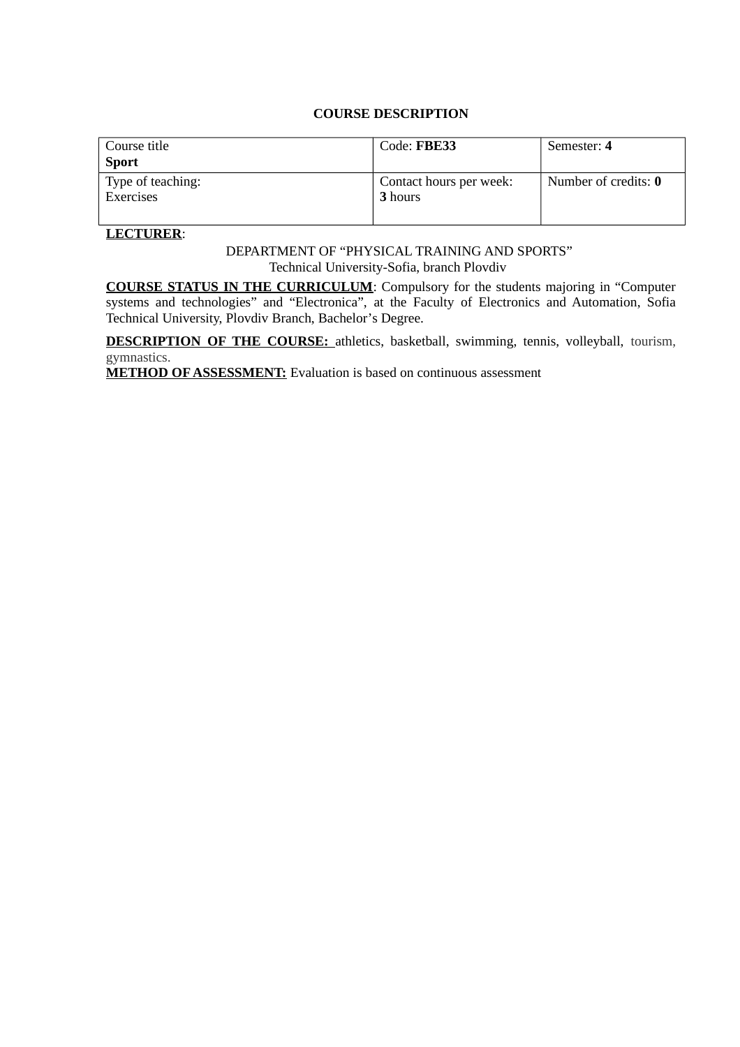**COURSE DESCRIPTION**

| | | |
|---|---|---|
| Course title<br>**Sport** | Code: **FBE33** | Semester: **4** |
| Type of teaching:<br>Exercises | Contact hours per week:<br>**3** hours | Number of credits: **0** |

**LECTURER**:

DEPARTMENT OF "PHYSICAL TRAINING AND SPORTS"
Technical University-Sofia, branch Plovdiv

**COURSE STATUS IN THE CURRICULUM**: Compulsory for the students majoring in "Computer systems and technologies" and "Electronica", at the Faculty of Electronics and Automation, Sofia Technical University, Plovdiv Branch, Bachelor's Degree.

**DESCRIPTION OF THE COURSE:** athletics, basketball, swimming, tennis, volleyball, tourism, gymnastics.

**METHOD OF ASSESSMENT:** Evaluation is based on continuous assessment